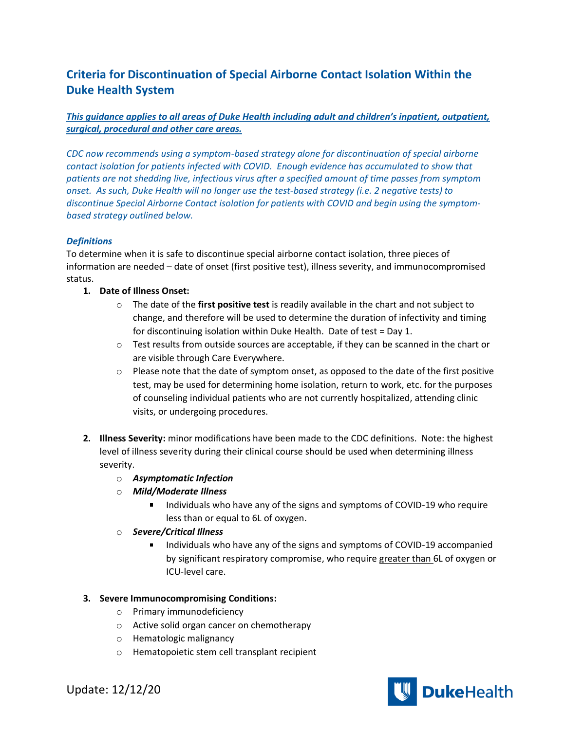# Criteria for Discontinuation of Special Airborne Contact Isolation Within the Duke Health System

***This guidance applies to all areas of Duke Health including adult and children's inpatient, outpatient, surgical, procedural and other care areas.***

*CDC now recommends using a symptom-based strategy alone for discontinuation of special airborne contact isolation for patients infected with COVID. Enough evidence has accumulated to show that patients are not shedding live, infectious virus after a specified amount of time passes from symptom onset. As such, Duke Health will no longer use the test-based strategy (i.e. 2 negative tests) to discontinue Special Airborne Contact isolation for patients with COVID and begin using the symptom-based strategy outlined below.*

***Definitions***

To determine when it is safe to discontinue special airborne contact isolation, three pieces of information are needed – date of onset (first positive test), illness severity, and immunocompromised status.

1. **Date of Illness Onset:**
   - The date of the **first positive test** is readily available in the chart and not subject to change, and therefore will be used to determine the duration of infectivity and timing for discontinuing isolation within Duke Health. Date of test = Day 1.
   - Test results from outside sources are acceptable, if they can be scanned in the chart or are visible through Care Everywhere.
   - Please note that the date of symptom onset, as opposed to the date of the first positive test, may be used for determining home isolation, return to work, etc. for the purposes of counseling individual patients who are not currently hospitalized, attending clinic visits, or undergoing procedures.

2. **Illness Severity:** minor modifications have been made to the CDC definitions. Note: the highest level of illness severity during their clinical course should be used when determining illness severity.
   - ***Asymptomatic Infection***
   - ***Mild/Moderate Illness***
     - Individuals who have any of the signs and symptoms of COVID-19 who require less than or equal to 6L of oxygen.
   - ***Severe/Critical Illness***
     - Individuals who have any of the signs and symptoms of COVID-19 accompanied by significant respiratory compromise, who require <u>greater than</u> 6L of oxygen or ICU-level care.

3. **Severe Immunocompromising Conditions:**
   - Primary immunodeficiency
   - Active solid organ cancer on chemotherapy
   - Hematologic malignancy
   - Hematopoietic stem cell transplant recipient

Update: 12/12/20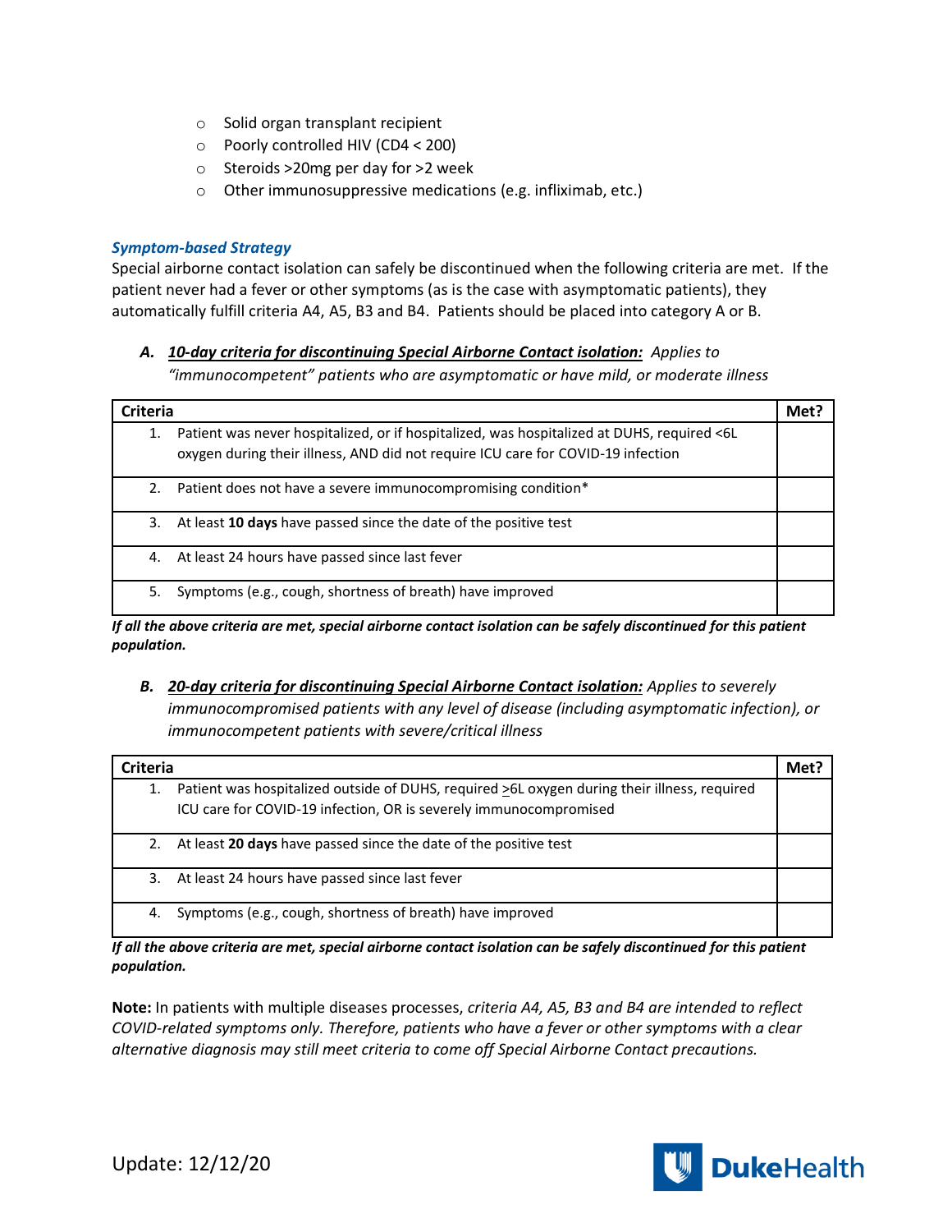- Solid organ transplant recipient
- Poorly controlled HIV (CD4 < 200)
- Steroids >20mg per day for >2 week
- Other immunosuppressive medications (e.g. infliximab, etc.)

### *Symptom-based Strategy*

Special airborne contact isolation can safely be discontinued when the following criteria are met. If the patient never had a fever or other symptoms (as is the case with asymptomatic patients), they automatically fulfill criteria A4, A5, B3 and B4. Patients should be placed into category A or B.

**A. *10-day criteria for discontinuing Special Airborne Contact isolation:*** *Applies to "immunocompetent" patients who are asymptomatic or have mild, or moderate illness*

| Criteria | Met? |
|---|---|
| 1. Patient was never hospitalized, or if hospitalized, was hospitalized at DUHS, required <6L oxygen during their illness, AND did not require ICU care for COVID-19 infection | |
| 2. Patient does not have a severe immunocompromising condition* | |
| 3. At least **10 days** have passed since the date of the positive test | |
| 4. At least 24 hours have passed since last fever | |
| 5. Symptoms (e.g., cough, shortness of breath) have improved | |

***If all the above criteria are met, special airborne contact isolation can be safely discontinued for this patient population.***

**B. *20-day criteria for discontinuing Special Airborne Contact isolation:*** *Applies to severely immunocompromised patients with any level of disease (including asymptomatic infection), or immunocompetent patients with severe/critical illness*

| Criteria | Met? |
|---|---|
| 1. Patient was hospitalized outside of DUHS, required ≥6L oxygen during their illness, required ICU care for COVID-19 infection, OR is severely immunocompromised | |
| 2. At least **20 days** have passed since the date of the positive test | |
| 3. At least 24 hours have passed since last fever | |
| 4. Symptoms (e.g., cough, shortness of breath) have improved | |

***If all the above criteria are met, special airborne contact isolation can be safely discontinued for this patient population.***

**Note:** In patients with multiple diseases processes, *criteria A4, A5, B3 and B4 are intended to reflect COVID-related symptoms only. Therefore, patients who have a fever or other symptoms with a clear alternative diagnosis may still meet criteria to come off Special Airborne Contact precautions.*

Update: 12/12/20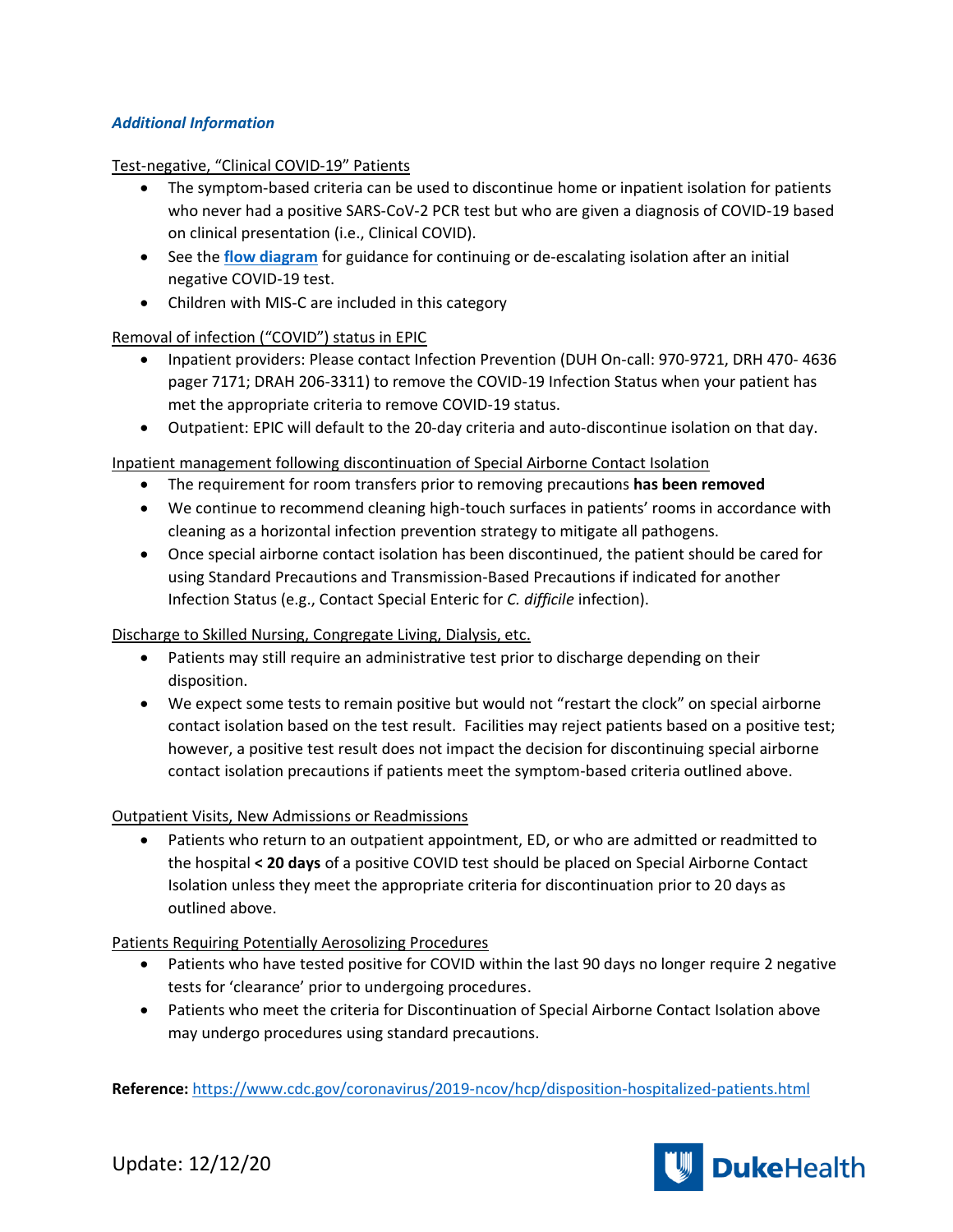### *Additional Information*

Test-negative, "Clinical COVID-19" Patients

- The symptom-based criteria can be used to discontinue home or inpatient isolation for patients who never had a positive SARS-CoV-2 PCR test but who are given a diagnosis of COVID-19 based on clinical presentation (i.e., Clinical COVID).
- See the **[flow diagram](#)** for guidance for continuing or de-escalating isolation after an initial negative COVID-19 test.
- Children with MIS-C are included in this category

Removal of infection ("COVID") status in EPIC

- Inpatient providers: Please contact Infection Prevention (DUH On-call: 970-9721, DRH 470- 4636 pager 7171; DRAH 206-3311) to remove the COVID-19 Infection Status when your patient has met the appropriate criteria to remove COVID-19 status.
- Outpatient: EPIC will default to the 20-day criteria and auto-discontinue isolation on that day.

Inpatient management following discontinuation of Special Airborne Contact Isolation

- The requirement for room transfers prior to removing precautions **has been removed**
- We continue to recommend cleaning high-touch surfaces in patients' rooms in accordance with cleaning as a horizontal infection prevention strategy to mitigate all pathogens.
- Once special airborne contact isolation has been discontinued, the patient should be cared for using Standard Precautions and Transmission-Based Precautions if indicated for another Infection Status (e.g., Contact Special Enteric for *C. difficile* infection).

Discharge to Skilled Nursing, Congregate Living, Dialysis, etc.

- Patients may still require an administrative test prior to discharge depending on their disposition.
- We expect some tests to remain positive but would not "restart the clock" on special airborne contact isolation based on the test result. Facilities may reject patients based on a positive test; however, a positive test result does not impact the decision for discontinuing special airborne contact isolation precautions if patients meet the symptom-based criteria outlined above.

Outpatient Visits, New Admissions or Readmissions

- Patients who return to an outpatient appointment, ED, or who are admitted or readmitted to the hospital **< 20 days** of a positive COVID test should be placed on Special Airborne Contact Isolation unless they meet the appropriate criteria for discontinuation prior to 20 days as outlined above.

Patients Requiring Potentially Aerosolizing Procedures

- Patients who have tested positive for COVID within the last 90 days no longer require 2 negative tests for 'clearance' prior to undergoing procedures.
- Patients who meet the criteria for Discontinuation of Special Airborne Contact Isolation above may undergo procedures using standard precautions.

**Reference:** https://www.cdc.gov/coronavirus/2019-ncov/hcp/disposition-hospitalized-patients.html

Update: 12/12/20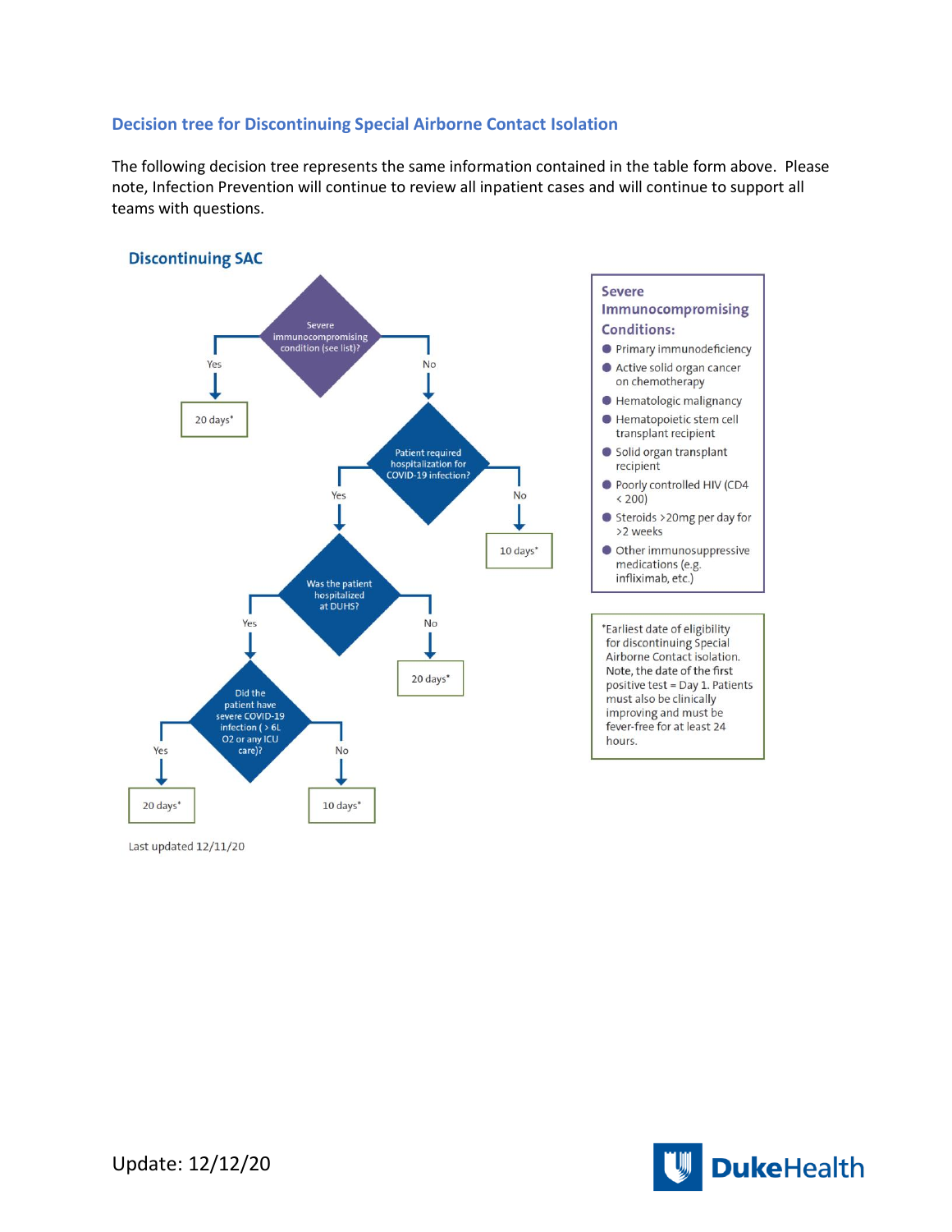## Decision tree for Discontinuing Special Airborne Contact Isolation

The following decision tree represents the same information contained in the table form above. Please note, Infection Prevention will continue to review all inpatient cases and will continue to support all teams with questions.

### Discontinuing SAC

Severe immunocompromising condition (see list)?

Yes

20 days*

No

Patient required hospitalization for COVID-19 infection?

Yes

No

10 days*

Was the patient hospitalized at DUHS?

Yes

No

20 days*

Did the patient have severe COVID-19 infection ( > 6L O2 or any ICU care)?

Yes

20 days*

No

10 days*

**Severe Immunocompromising Conditions:**

- Primary immunodeficiency
- Active solid organ cancer on chemotherapy
- Hematologic malignancy
- Hematopoietic stem cell transplant recipient
- Solid organ transplant recipient
- Poorly controlled HIV (CD4 < 200)
- Steroids >20mg per day for >2 weeks
- Other immunosuppressive medications (e.g. infliximab, etc.)

*Earliest date of eligibility for discontinuing Special Airborne Contact isolation. Note, the date of the first positive test = Day 1. Patients must also be clinically improving and must be fever-free for at least 24 hours.

Last updated 12/11/20

Update: 12/12/20